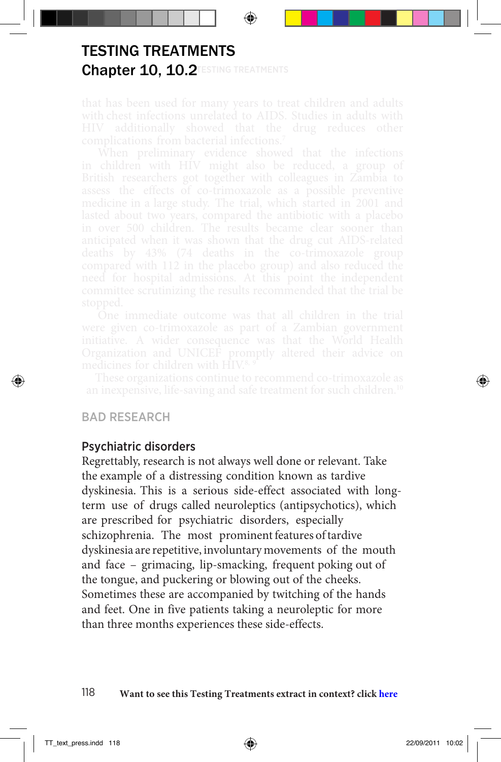# TESTING TREATMENTS

## Chapter 10, 10.2

that has been used for many years to treat children and adults with chest infections unrelated to AIDS. Studies in adults with HIV additionally showed that the drug reduces other complications from bacterial infections.[7]

When preliminary evidence showed that the infections in children with HIV might also be reduced, a group of British researchers got together with colleagues in Zambia to assess the effects of co-trimoxazole as a possible preventive medicine in a large study. The trial, which started in 2001 and lasted about two years, compared the antibiotic with a placebo in over 500 children. The results became clear sooner than anticipated when it was shown that the drug cut AIDS-related deaths by 43% (74 deaths in the co-trimoxazole group compared with 112 in the placebo group) and also reduced the need for hospital admissions. At this point the independent committee scrutinizing the results recommended that the trial be stopped.

One immediate outcome was that all children in the trial were given co-trimoxazole as part of a Zambian government initiative. A wider consequence was that the World Health Organization and UNICEF promptly altered their advice on medicines for children with HIV.[8, 9]

These organizations continue to recommend co-trimoxazole as an inexpensive, life-saving and safe treatment for such children.[10]

## BAD RESEARCH

### Psychiatric disorders

Regrettably, research is not always well done or relevant. Take the example of a distressing condition known as tardive dyskinesia. This is a serious side-effect associated with long-term use of drugs called neuroleptics (antipsychotics), which are prescribed for psychiatric disorders, especially schizophrenia. The most prominent features of tardive dyskinesia are repetitive, involuntary movements of the mouth and face – grimacing, lip-smacking, frequent poking out of the tongue, and puckering or blowing out of the cheeks. Sometimes these are accompanied by twitching of the hands and feet. One in five patients taking a neuroleptic for more than three months experiences these side-effects.

**Want to see this Testing Treatments extract in context? click here**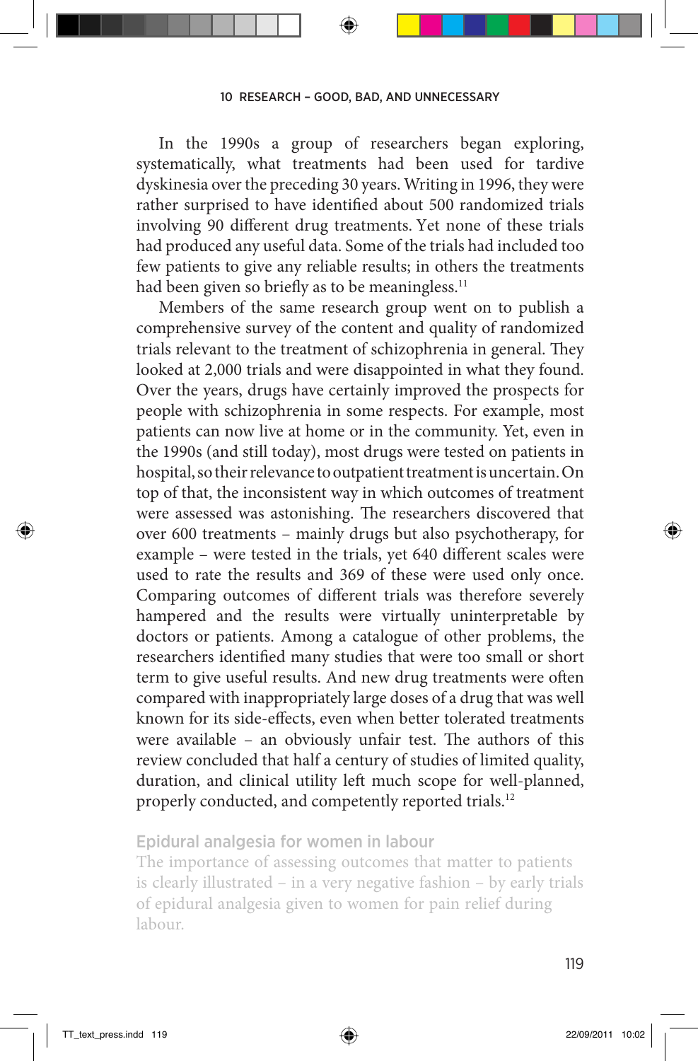In the 1990s a group of researchers began exploring, systematically, what treatments had been used for tardive dyskinesia over the preceding 30 years. Writing in 1996, they were rather surprised to have identified about 500 randomized trials involving 90 different drug treatments. Yet none of these trials had produced any useful data. Some of the trials had included too few patients to give any reliable results; in others the treatments had been given so briefly as to be meaningless.[11]

Members of the same research group went on to publish a comprehensive survey of the content and quality of randomized trials relevant to the treatment of schizophrenia in general. They looked at 2,000 trials and were disappointed in what they found. Over the years, drugs have certainly improved the prospects for people with schizophrenia in some respects. For example, most patients can now live at home or in the community. Yet, even in the 1990s (and still today), most drugs were tested on patients in hospital, so their relevance to outpatient treatment is uncertain. On top of that, the inconsistent way in which outcomes of treatment were assessed was astonishing. The researchers discovered that over 600 treatments – mainly drugs but also psychotherapy, for example – were tested in the trials, yet 640 different scales were used to rate the results and 369 of these were used only once. Comparing outcomes of different trials was therefore severely hampered and the results were virtually uninterpretable by doctors or patients. Among a catalogue of other problems, the researchers identified many studies that were too small or short term to give useful results. And new drug treatments were often compared with inappropriately large doses of a drug that was well known for its side-effects, even when better tolerated treatments were available – an obviously unfair test. The authors of this review concluded that half a century of studies of limited quality, duration, and clinical utility left much scope for well-planned, properly conducted, and competently reported trials.[12]

### Epidural analgesia for women in labour

The importance of assessing outcomes that matter to patients is clearly illustrated – in a very negative fashion – by early trials of epidural analgesia given to women for pain relief during labour.